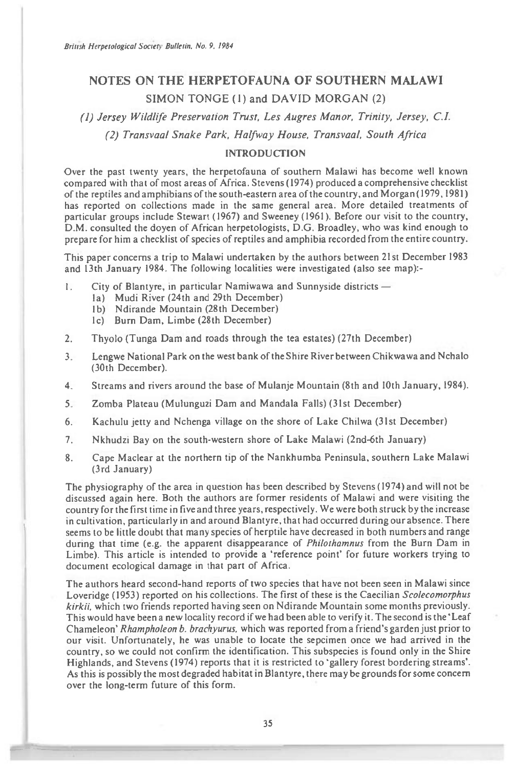# NOTES ON THE HERPETOFAUNA OF SOUTHERN MALAWI

SIMON TONGE (1) and DAVID MORGAN (2)

*(1) Jersey Wildlife Preservation Trust, Les Augres Manor, Trinity, Jersey, C.I.*

*(2) Transvaal Snake Park, Halfway House, Transvaal, South Africa*

## INTRODUCTION

Over the past twenty years, the herpetofauna of southern Malawi has become well known compared with that of most areas of Africa. Stevens (1974) produced a comprehensive checklist of the reptiles and amphibians of the south-eastern area of the country, and Morgan (1979, 1981) has reported on collections made in the same general area. More detailed treatments of particular groups include Stewart (1967) and Sweeney (1961). Before our visit to the country, D.M. consulted the doyen of African herpetologists, D.G. Broadley, who was kind enough to prepare for him a checklist of species of reptiles and amphibia recorded from the entire country.

This paper concerns a trip to Malawi undertaken by the authors between 21st December 1983 and 13th January 1984. The following localities were investigated (also see map):-

1. City of Blantyre, in particular Namiwawa and Sunnyside districts —
   - 1a) Mudi River (24th and 29th December)
   - 1b) Ndirande Mountain (28th December)
   - 1c) Burn Dam, Limbe (28th December)
2. Thyolo (Tunga Dam and roads through the tea estates) (27th December)
3. Lengwe National Park on the west bank of the Shire River between Chikwawa and Nchalo (30th December).
4. Streams and rivers around the base of Mulanje Mountain (8th and 10th January, 1984).
5. Zomba Plateau (Mulunguzi Dam and Mandala Falls) (31st December)
6. Kachulu jetty and Nchenga village on the shore of Lake Chilwa (31st December)
7. Nkhudzi Bay on the south-western shore of Lake Malawi (2nd-6th January)
8. Cape Maclear at the northern tip of the Nankhumba Peninsula, southern Lake Malawi (3rd January)

The physiography of the area in question has been described by Stevens (1974) and will not be discussed again here. Both the authors are former residents of Malawi and were visiting the country for the first time in five and three years, respectively. We were both struck by the increase in cultivation, particularly in and around Blantyre, that had occurred during our absence. There seems to be little doubt that many species of herptile have decreased in both numbers and range during that time (e.g. the apparent disappearance of *Philothamnus* from the Burn Dam in Limbe). This article is intended to provide a 'reference point' for future workers trying to document ecological damage in that part of Africa.

The authors heard second-hand reports of two species that have not been seen in Malawi since Loveridge (1953) reported on his collections. The first of these is the Caecilian *Scolecomorphus kirkii*, which two friends reported having seen on Ndirande Mountain some months previously. This would have been a new locality record if we had been able to verify it. The second is the 'Leaf Chameleon' *Rhampholeon b. brachyurus*, which was reported from a friend's garden just prior to our visit. Unfortunately, he was unable to locate the sepcimen once we had arrived in the country, so we could not confirm the identification. This subspecies is found only in the Shire Highlands, and Stevens (1974) reports that it is restricted to 'gallery forest bordering streams'. As this is possibly the most degraded habitat in Blantyre, there may be grounds for some concern over the long-term future of this form.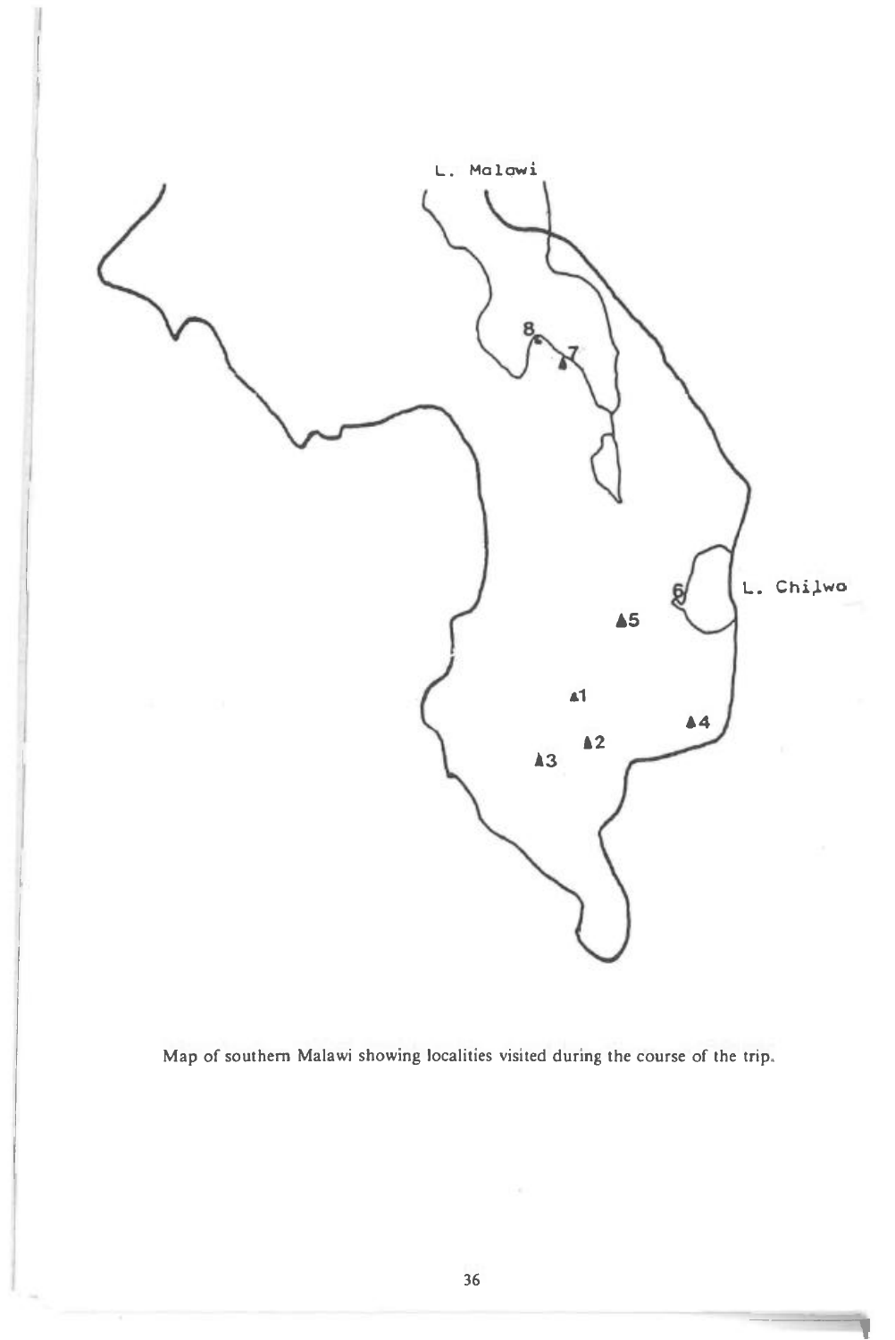L. Malawi

L. Chilwa

Map of southern Malawi showing localities visited during the course of the trip.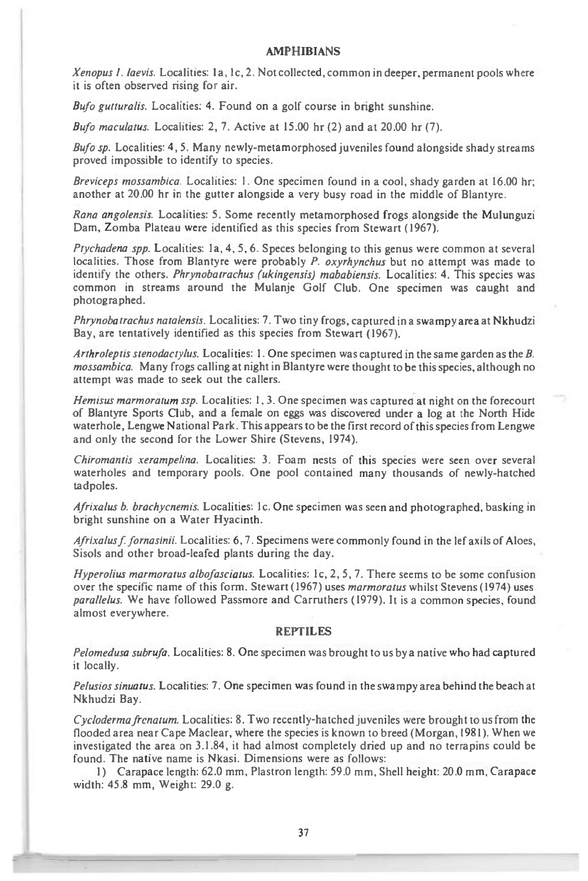## AMPHIBIANS

*Xenopus l. laevis.* Localities: 1a, 1c, 2. Not collected, common in deeper, permanent pools where it is often observed rising for air.

*Bufo gutturalis.* Localities: 4. Found on a golf course in bright sunshine.

*Bufo maculatus.* Localities: 2, 7. Active at 15.00 hr (2) and at 20.00 hr (7).

*Bufo sp.* Localities: 4, 5. Many newly-metamorphosed juveniles found alongside shady streams proved impossible to identify to species.

*Breviceps mossambica.* Localities: 1. One specimen found in a cool, shady garden at 16.00 hr; another at 20.00 hr in the gutter alongside a very busy road in the middle of Blantyre.

*Rana angolensis.* Localities: 5. Some recently metamorphosed frogs alongside the Mulunguzi Dam, Zomba Plateau were identified as this species from Stewart (1967).

*Ptychadena spp.* Localities: 1a, 4, 5, 6. Speces belonging to this genus were common at several localities. Those from Blantyre were probably *P. oxyrhynchus* but no attempt was made to identify the others. *Phrynobatrachus (ukingensis) mababiensis.* Localities: 4. This species was common in streams around the Mulanje Golf Club. One specimen was caught and photographed.

*Phrynobatrachus natalensis.* Localities: 7. Two tiny frogs, captured in a swampy area at Nkhudzi Bay, are tentatively identified as this species from Stewart (1967).

*Arthroleptis stenodactylus.* Localities: 1. One specimen was captured in the same garden as the *B. mossambica.* Many frogs calling at night in Blantyre were thought to be this species, although no attempt was made to seek out the callers.

*Hemisus marmoratum ssp.* Localities: 1, 3. One specimen was captured at night on the forecourt of Blantyre Sports Club, and a female on eggs was discovered under a log at the North Hide waterhole, Lengwe National Park. This appears to be the first record of this species from Lengwe and only the second for the Lower Shire (Stevens, 1974).

*Chiromantis xerampelina.* Localities: 3. Foam nests of this species were seen over several waterholes and temporary pools. One pool contained many thousands of newly-hatched tadpoles.

*Afrixalus b. brachycnemis.* Localities: 1c. One specimen was seen and photographed, basking in bright sunshine on a Water Hyacinth.

*Afrixalus f. fornasinii.* Localities: 6, 7. Specimens were commonly found in the lef axils of Aloes, Sisols and other broad-leafed plants during the day.

*Hyperolius marmoratus albofasciatus.* Localities: 1c, 2, 5, 7. There seems to be some confusion over the specific name of this form. Stewart (1967) uses *marmoratus* whilst Stevens (1974) uses *parallelus.* We have followed Passmore and Carruthers (1979). It is a common species, found almost everywhere.

## REPTILES

*Pelomedusa subrufa.* Localities: 8. One specimen was brought to us by a native who had captured it locally.

*Pelusios sinuatus.* Localities: 7. One specimen was found in the swampy area behind the beach at Nkhudzi Bay.

*Cycloderma frenatum.* Localities: 8. Two recently-hatched juveniles were brought to us from the flooded area near Cape Maclear, where the species is known to breed (Morgan, 1981). When we investigated the area on 3.1.84, it had almost completely dried up and no terrapins could be found. The native name is Nkasi. Dimensions were as follows:

1) Carapace length: 62.0 mm, Plastron length: 59.0 mm, Shell height: 20.0 mm, Carapace width: 45.8 mm, Weight: 29.0 g.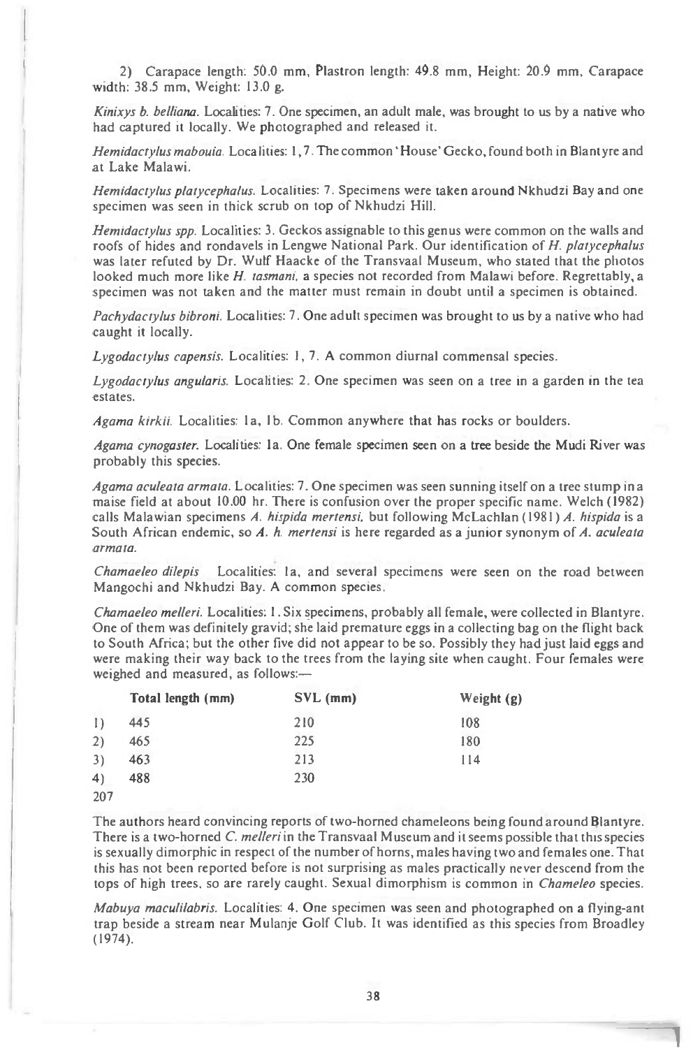2) Carapace length: 50.0 mm, Plastron length: 49.8 mm, Height: 20.9 mm, Carapace width: 38.5 mm, Weight: 13.0 g.

*Kinixys b. belliana.* Localities: 7. One specimen, an adult male, was brought to us by a native who had captured it locally. We photographed and released it.

*Hemidactylus mabouia.* Localities: 1, 7. The common 'House' Gecko, found both in Blantyre and at Lake Malawi.

*Hemidactylus platycephalus.* Localities: 7. Specimens were taken around Nkhudzi Bay and one specimen was seen in thick scrub on top of Nkhudzi Hill.

*Hemidactylus spp.* Localities: 3. Geckos assignable to this genus were common on the walls and roofs of hides and rondavels in Lengwe National Park. Our identification of *H. platycephalus* was later refuted by Dr. Wulf Haacke of the Transvaal Museum, who stated that the photos looked much more like *H. tasmani*, a species not recorded from Malawi before. Regrettably, a specimen was not taken and the matter must remain in doubt until a specimen is obtained.

*Pachydactylus bibroni.* Localities: 7. One adult specimen was brought to us by a native who had caught it locally.

*Lygodactylus capensis.* Localities: 1, 7. A common diurnal commensal species.

*Lygodactylus angularis.* Localities: 2. One specimen was seen on a tree in a garden in the tea estates.

*Agama kirkii.* Localities: 1a, 1b. Common anywhere that has rocks or boulders.

*Agama cynogaster.* Localities: 1a. One female specimen seen on a tree beside the Mudi River was probably this species.

*Agama aculeata armata.* Localities: 7. One specimen was seen sunning itself on a tree stump in a maise field at about 10.00 hr. There is confusion over the proper specific name. Welch (1982) calls Malawian specimens *A. hispida mertensi*, but following McLachlan (1981) *A. hispida* is a South African endemic, so *A. h. mertensi* is here regarded as a junior synonym of *A. aculeata armata.*

*Chamaeleo dilepis* Localities: 1a, and several specimens were seen on the road between Mangochi and Nkhudzi Bay. A common species.

*Chamaeleo melleri.* Localities: 1. Six specimens, probably all female, were collected in Blantyre. One of them was definitely gravid; she laid premature eggs in a collecting bag on the flight back to South Africa; but the other five did not appear to be so. Possibly they had just laid eggs and were making their way back to the trees from the laying site when caught. Four females were weighed and measured, as follows:—

| | Total length (mm) | SVL (mm) | Weight (g) |
|---|---|---|---|
| 1) | 445 | 210 | 108 |
| 2) | 465 | 225 | 180 |
| 3) | 463 | 213 | 114 |
| 4) | 488 | 230 | 207 |

The authors heard convincing reports of two-horned chameleons being found around Blantyre. There is a two-horned *C. melleri* in the Transvaal Museum and it seems possible that this species is sexually dimorphic in respect of the number of horns, males having two and females one. That this has not been reported before is not surprising as males practically never descend from the tops of high trees, so are rarely caught. Sexual dimorphism is common in *Chameleo* species.

*Mabuya maculilabris.* Localities: 4. One specimen was seen and photographed on a flying-ant trap beside a stream near Mulanje Golf Club. It was identified as this species from Broadley (1974).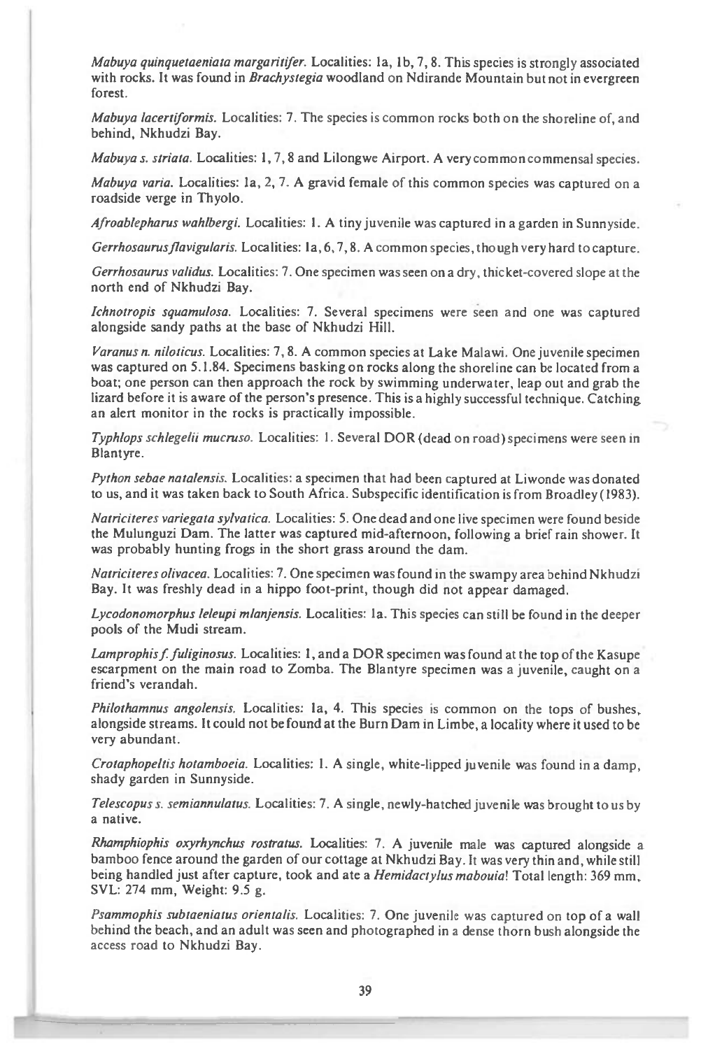*Mabuya quinquetaeniata margaritifer.* Localities: 1a, 1b, 7, 8. This species is strongly associated with rocks. It was found in *Brachystegia* woodland on Ndirande Mountain but not in evergreen forest.

*Mabuya lacertiformis.* Localities: 7. The species is common rocks both on the shoreline of, and behind, Nkhudzi Bay.

*Mabuya s. striata.* Localities: 1, 7, 8 and Lilongwe Airport. A very common commensal species.

*Mabuya varia.* Localities: 1a, 2, 7. A gravid female of this common species was captured on a roadside verge in Thyolo.

*Afroablepharus wahlbergi.* Localities: 1. A tiny juvenile was captured in a garden in Sunnyside.

*Gerrhosaurus flavigularis.* Localities: 1a, 6, 7, 8. A common species, though very hard to capture.

*Gerrhosaurus validus.* Localities: 7. One specimen was seen on a dry, thicket-covered slope at the north end of Nkhudzi Bay.

*Ichnotropis squamulosa.* Localities: 7. Several specimens were seen and one was captured alongside sandy paths at the base of Nkhudzi Hill.

*Varanus n. niloticus.* Localities: 7, 8. A common species at Lake Malawi. One juvenile specimen was captured on 5.1.84. Specimens basking on rocks along the shoreline can be located from a boat; one person can then approach the rock by swimming underwater, leap out and grab the lizard before it is aware of the person's presence. This is a highly successful technique. Catching an alert monitor in the rocks is practically impossible.

*Typhlops schlegelii mucruso.* Localities: 1. Several DOR (dead on road) specimens were seen in Blantyre.

*Python sebae natalensis.* Localities: a specimen that had been captured at Liwonde was donated to us, and it was taken back to South Africa. Subspecific identification is from Broadley (1983).

*Natriciteres variegata sylvatica.* Localities: 5. One dead and one live specimen were found beside the Mulunguzi Dam. The latter was captured mid-afternoon, following a brief rain shower. It was probably hunting frogs in the short grass around the dam.

*Natriciteres olivacea.* Localities: 7. One specimen was found in the swampy area behind Nkhudzi Bay. It was freshly dead in a hippo foot-print, though did not appear damaged.

*Lycodonomorphus leleupi mlanjensis.* Localities: 1a. This species can still be found in the deeper pools of the Mudi stream.

*Lamprophis f. fuliginosus.* Localities: 1, and a DOR specimen was found at the top of the Kasupe escarpment on the main road to Zomba. The Blantyre specimen was a juvenile, caught on a friend's verandah.

*Philothamnus angolensis.* Localities: 1a, 4. This species is common on the tops of bushes, alongside streams. It could not be found at the Burn Dam in Limbe, a locality where it used to be very abundant.

*Crotaphopeltis hotamboeia.* Localities: 1. A single, white-lipped juvenile was found in a damp, shady garden in Sunnyside.

*Telescopus s. semiannulatus.* Localities: 7. A single, newly-hatched juvenile was brought to us by a native.

*Rhamphiophis oxyrhynchus rostratus.* Localities: 7. A juvenile male was captured alongside a bamboo fence around the garden of our cottage at Nkhudzi Bay. It was very thin and, while still being handled just after capture, took and ate a *Hemidactylus mabouia*! Total length: 369 mm, SVL: 274 mm, Weight: 9.5 g.

*Psammophis subtaeniatus orientalis.* Localities: 7. One juvenile was captured on top of a wall behind the beach, and an adult was seen and photographed in a dense thorn bush alongside the access road to Nkhudzi Bay.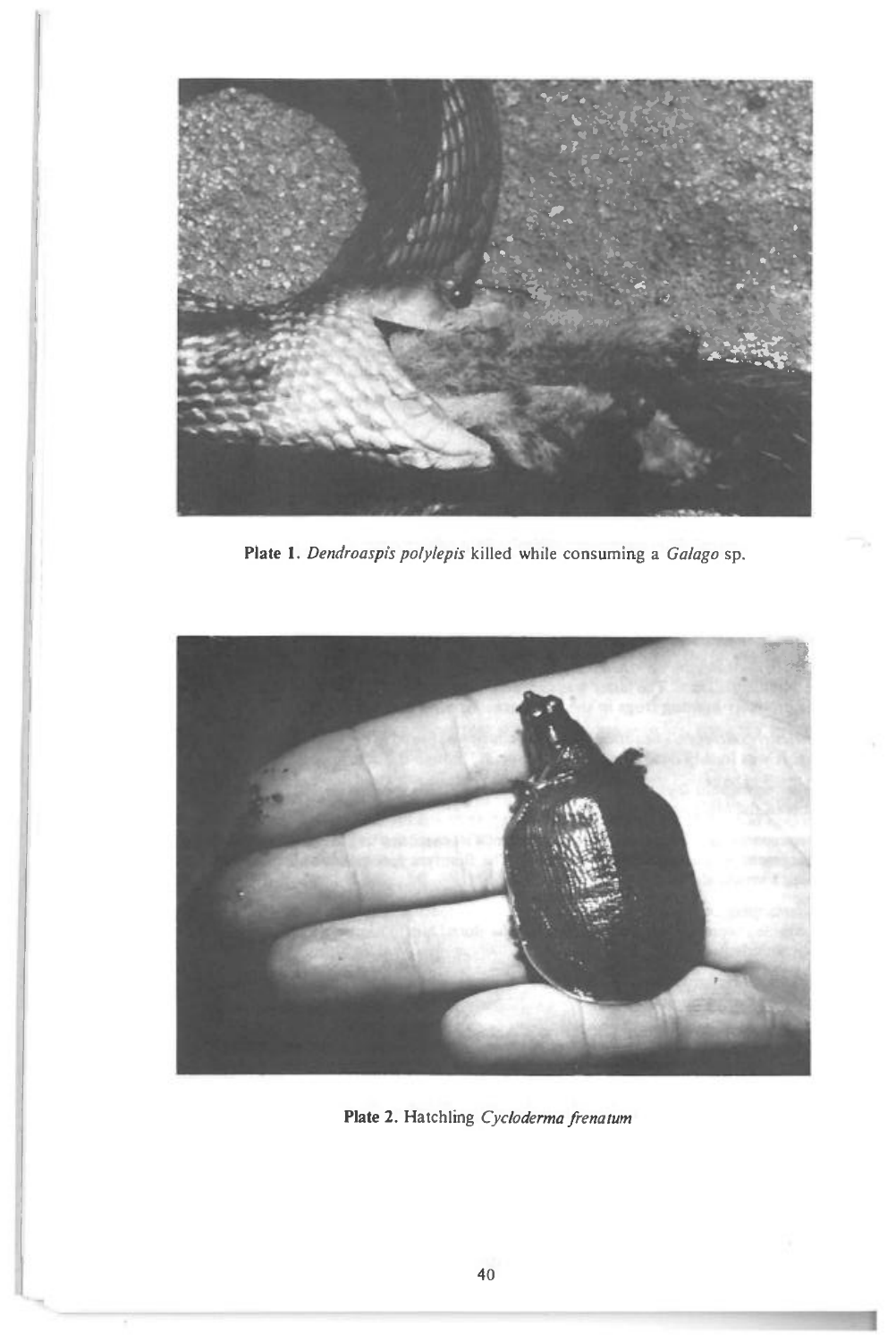**Plate 1.** *Dendroaspis polylepis* killed while consuming a *Galago* sp.

**Plate 2.** Hatchling *Cycloderma frenatum*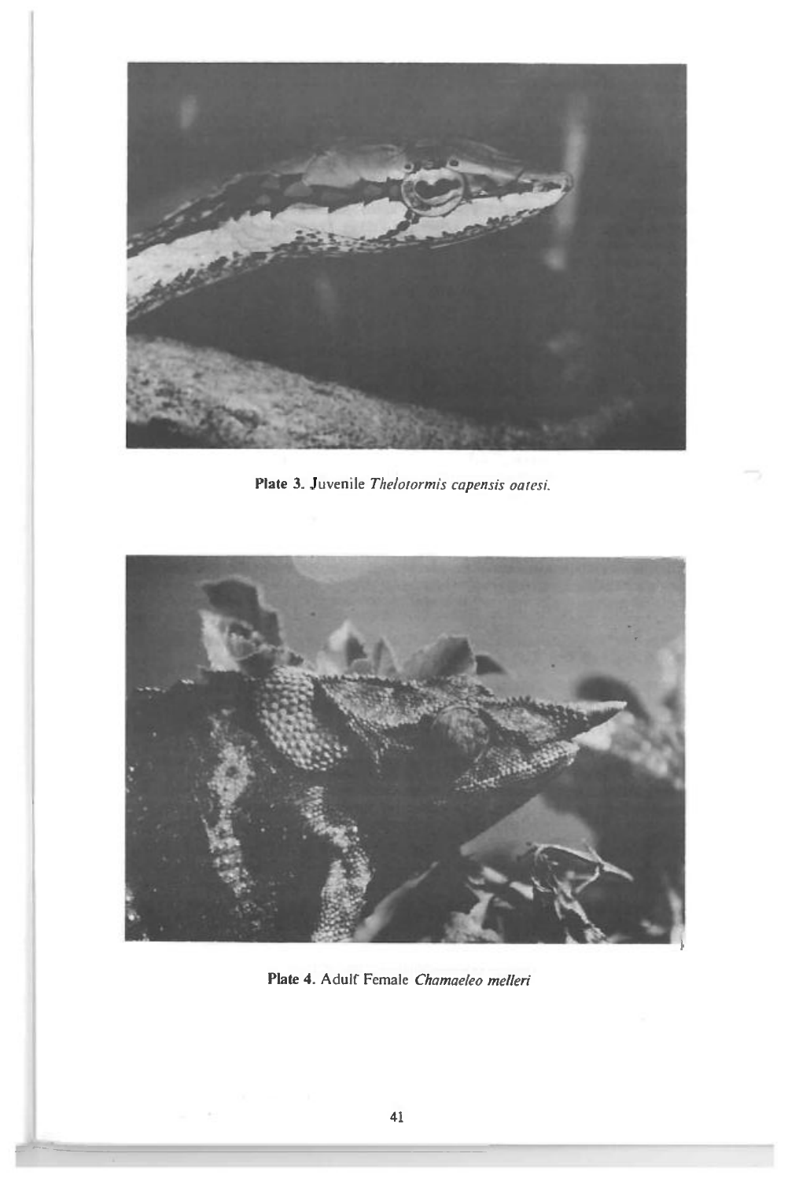**Plate 3.** Juvenile *Thelotormis capensis oatesi.*

**Plate 4.** Adult Female *Chamaeleo melleri*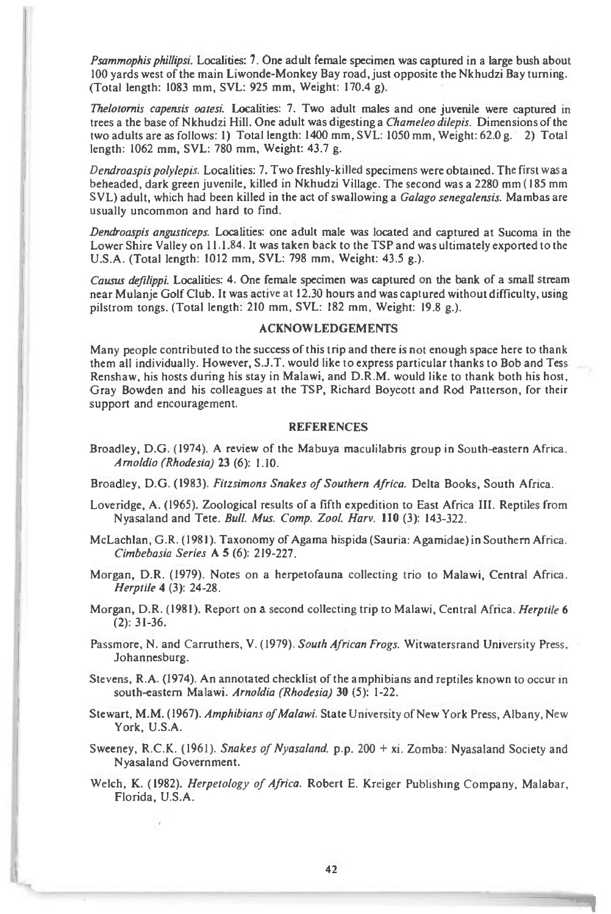*Psammophis phillipsi.* Localities: 7. One adult female specimen was captured in a large bush about 100 yards west of the main Liwonde-Monkey Bay road, just opposite the Nkhudzi Bay turning. (Total length: 1083 mm, SVL: 925 mm, Weight: 170.4 g).

*Thelotornis capensis oatesi.* Localities: 7. Two adult males and one juvenile were captured in trees a the base of Nkhudzi Hill. One adult was digesting a *Chameleo dilepis*. Dimensions of the two adults are as follows: 1) Total length: 1400 mm, SVL: 1050 mm, Weight: 62.0 g. 2) Total length: 1062 mm, SVL: 780 mm, Weight: 43.7 g.

*Dendroaspis polylepis.* Localities: 7. Two freshly-killed specimens were obtained. The first was a beheaded, dark green juvenile, killed in Nkhudzi Village. The second was a 2280 mm (185 mm SVL) adult, which had been killed in the act of swallowing a *Galago senegalensis*. Mambas are usually uncommon and hard to find.

*Dendroaspis angusticeps.* Localities: one adult male was located and captured at Sucoma in the Lower Shire Valley on 11.1.84. It was taken back to the TSP and was ultimately exported to the U.S.A. (Total length: 1012 mm, SVL: 798 mm, Weight: 43.5 g.).

*Causus defilippi.* Localities: 4. One female specimen was captured on the bank of a small stream near Mulanje Golf Club. It was active at 12.30 hours and was captured without difficulty, using pilstrom tongs. (Total length: 210 mm, SVL: 182 mm, Weight: 19.8 g.).

## ACKNOWLEDGEMENTS

Many people contributed to the success of this trip and there is not enough space here to thank them all individually. However, S.J.T. would like to express particular thanks to Bob and Tess Renshaw, his hosts during his stay in Malawi, and D.R.M. would like to thank both his host, Gray Bowden and his colleagues at the TSP, Richard Boycott and Rod Patterson, for their support and encouragement.

## REFERENCES

Broadley, D.G. (1974). A review of the Mabuya maculilabris group in South-eastern Africa. *Arnoldia (Rhodesia)* **23** (6): 1.10.

Broadley, D.G. (1983). *Fitzsimons Snakes of Southern Africa.* Delta Books, South Africa.

Loveridge, A. (1965). Zoological results of a fifth expedition to East Africa III. Reptiles from Nyasaland and Tete. *Bull. Mus. Comp. Zool. Harv.* **110** (3): 143-322.

McLachlan, G.R. (1981). Taxonomy of Agama hispida (Sauria: Agamidae) in Southern Africa. *Cimbebasia Series* **A 5** (6): 219-227.

Morgan, D.R. (1979). Notes on a herpetofauna collecting trio to Malawi, Central Africa. *Herptile* **4** (3): 24-28.

Morgan, D.R. (1981). Report on a second collecting trip to Malawi, Central Africa. *Herptile* **6** (2): 31-36.

Passmore, N. and Carruthers, V. (1979). *South African Frogs.* Witwatersrand University Press, Johannesburg.

Stevens, R.A. (1974). An annotated checklist of the amphibians and reptiles known to occur in south-eastern Malawi. *Arnoldia (Rhodesia)* **30** (5): 1-22.

Stewart, M.M. (1967). *Amphibians of Malawi.* State University of New York Press, Albany, New York, U.S.A.

Sweeney, R.C.K. (1961). *Snakes of Nyasaland.* p.p. 200 + xi. Zomba: Nyasaland Society and Nyasaland Government.

Welch, K. (1982). *Herpetology of Africa.* Robert E. Kreiger Publishing Company, Malabar, Florida, U.S.A.